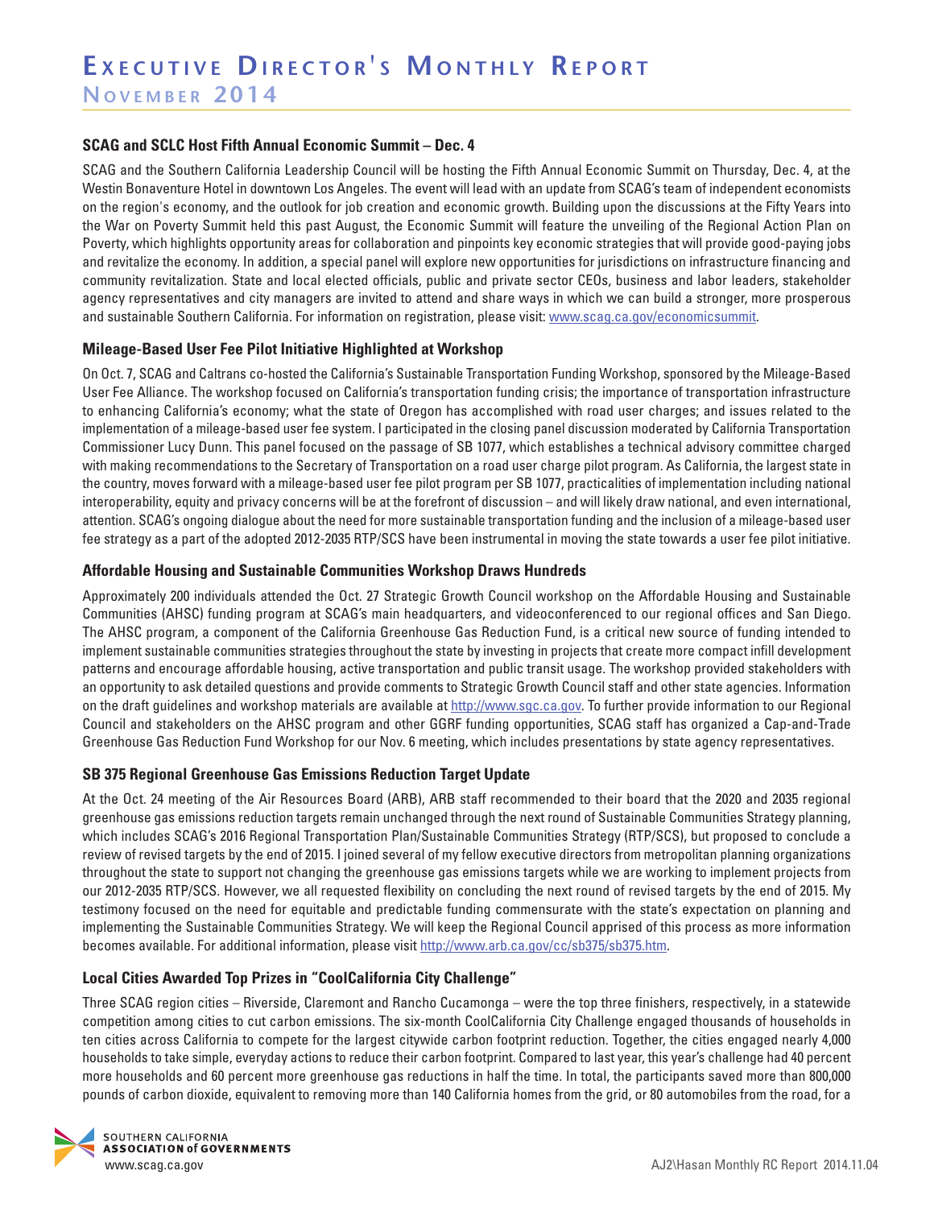# Executive Director's Monthly Report

## November 2014

### SCAG and SCLC Host Fifth Annual Economic Summit – Dec. 4

SCAG and the Southern California Leadership Council will be hosting the Fifth Annual Economic Summit on Thursday, Dec. 4, at the Westin Bonaventure Hotel in downtown Los Angeles. The event will lead with an update from SCAG's team of independent economists on the region's economy, and the outlook for job creation and economic growth. Building upon the discussions at the Fifty Years into the War on Poverty Summit held this past August, the Economic Summit will feature the unveiling of the Regional Action Plan on Poverty, which highlights opportunity areas for collaboration and pinpoints key economic strategies that will provide good-paying jobs and revitalize the economy. In addition, a special panel will explore new opportunities for jurisdictions on infrastructure financing and community revitalization. State and local elected officials, public and private sector CEOs, business and labor leaders, stakeholder agency representatives and city managers are invited to attend and share ways in which we can build a stronger, more prosperous and sustainable Southern California. For information on registration, please visit: www.scag.ca.gov/economicsummit.

### Mileage-Based User Fee Pilot Initiative Highlighted at Workshop

On Oct. 7, SCAG and Caltrans co-hosted the California's Sustainable Transportation Funding Workshop, sponsored by the Mileage-Based User Fee Alliance. The workshop focused on California's transportation funding crisis; the importance of transportation infrastructure to enhancing California's economy; what the state of Oregon has accomplished with road user charges; and issues related to the implementation of a mileage-based user fee system. I participated in the closing panel discussion moderated by California Transportation Commissioner Lucy Dunn. This panel focused on the passage of SB 1077, which establishes a technical advisory committee charged with making recommendations to the Secretary of Transportation on a road user charge pilot program. As California, the largest state in the country, moves forward with a mileage-based user fee pilot program per SB 1077, practicalities of implementation including national interoperability, equity and privacy concerns will be at the forefront of discussion – and will likely draw national, and even international, attention. SCAG's ongoing dialogue about the need for more sustainable transportation funding and the inclusion of a mileage-based user fee strategy as a part of the adopted 2012-2035 RTP/SCS have been instrumental in moving the state towards a user fee pilot initiative.

### Affordable Housing and Sustainable Communities Workshop Draws Hundreds

Approximately 200 individuals attended the Oct. 27 Strategic Growth Council workshop on the Affordable Housing and Sustainable Communities (AHSC) funding program at SCAG's main headquarters, and videoconferenced to our regional offices and San Diego. The AHSC program, a component of the California Greenhouse Gas Reduction Fund, is a critical new source of funding intended to implement sustainable communities strategies throughout the state by investing in projects that create more compact infill development patterns and encourage affordable housing, active transportation and public transit usage. The workshop provided stakeholders with an opportunity to ask detailed questions and provide comments to Strategic Growth Council staff and other state agencies. Information on the draft guidelines and workshop materials are available at http://www.sgc.ca.gov. To further provide information to our Regional Council and stakeholders on the AHSC program and other GGRF funding opportunities, SCAG staff has organized a Cap-and-Trade Greenhouse Gas Reduction Fund Workshop for our Nov. 6 meeting, which includes presentations by state agency representatives.

### SB 375 Regional Greenhouse Gas Emissions Reduction Target Update

At the Oct. 24 meeting of the Air Resources Board (ARB), ARB staff recommended to their board that the 2020 and 2035 regional greenhouse gas emissions reduction targets remain unchanged through the next round of Sustainable Communities Strategy planning, which includes SCAG's 2016 Regional Transportation Plan/Sustainable Communities Strategy (RTP/SCS), but proposed to conclude a review of revised targets by the end of 2015. I joined several of my fellow executive directors from metropolitan planning organizations throughout the state to support not changing the greenhouse gas emissions targets while we are working to implement projects from our 2012-2035 RTP/SCS. However, we all requested flexibility on concluding the next round of revised targets by the end of 2015. My testimony focused on the need for equitable and predictable funding commensurate with the state's expectation on planning and implementing the Sustainable Communities Strategy. We will keep the Regional Council apprised of this process as more information becomes available. For additional information, please visit http://www.arb.ca.gov/cc/sb375/sb375.htm.

### Local Cities Awarded Top Prizes in "CoolCalifornia City Challenge"

Three SCAG region cities – Riverside, Claremont and Rancho Cucamonga – were the top three finishers, respectively, in a statewide competition among cities to cut carbon emissions. The six-month CoolCalifornia City Challenge engaged thousands of households in ten cities across California to compete for the largest citywide carbon footprint reduction. Together, the cities engaged nearly 4,000 households to take simple, everyday actions to reduce their carbon footprint. Compared to last year, this year's challenge had 40 percent more households and 60 percent more greenhouse gas reductions in half the time. In total, the participants saved more than 800,000 pounds of carbon dioxide, equivalent to removing more than 140 California homes from the grid, or 80 automobiles from the road, for a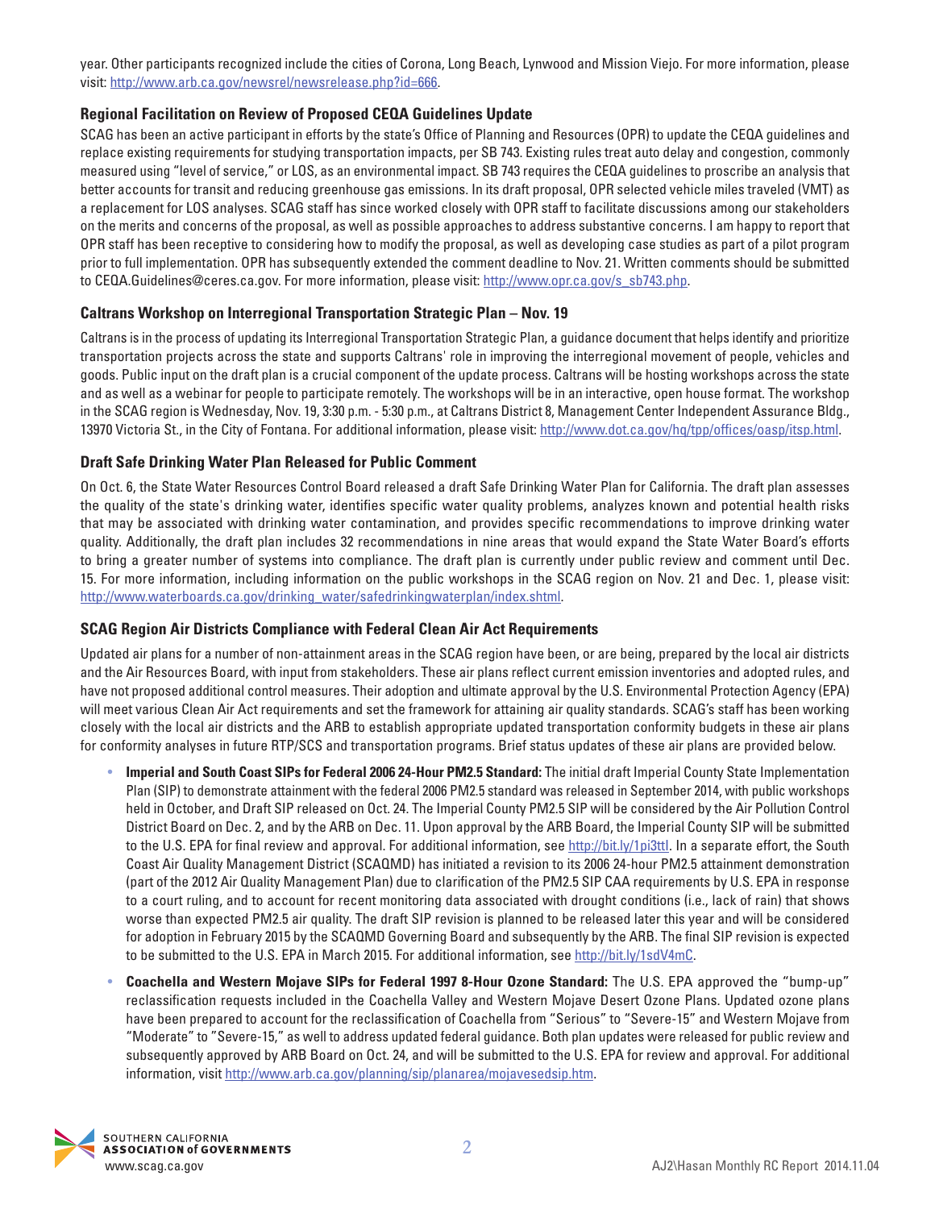year. Other participants recognized include the cities of Corona, Long Beach, Lynwood and Mission Viejo. For more information, please visit: http://www.arb.ca.gov/newsrel/newsrelease.php?id=666.

### Regional Facilitation on Review of Proposed CEQA Guidelines Update

SCAG has been an active participant in efforts by the state's Office of Planning and Resources (OPR) to update the CEQA guidelines and replace existing requirements for studying transportation impacts, per SB 743. Existing rules treat auto delay and congestion, commonly measured using "level of service," or LOS, as an environmental impact. SB 743 requires the CEQA guidelines to proscribe an analysis that better accounts for transit and reducing greenhouse gas emissions. In its draft proposal, OPR selected vehicle miles traveled (VMT) as a replacement for LOS analyses. SCAG staff has since worked closely with OPR staff to facilitate discussions among our stakeholders on the merits and concerns of the proposal, as well as possible approaches to address substantive concerns. I am happy to report that OPR staff has been receptive to considering how to modify the proposal, as well as developing case studies as part of a pilot program prior to full implementation. OPR has subsequently extended the comment deadline to Nov. 21. Written comments should be submitted to CEQA.Guidelines@ceres.ca.gov. For more information, please visit: http://www.opr.ca.gov/s_sb743.php.

### Caltrans Workshop on Interregional Transportation Strategic Plan – Nov. 19

Caltrans is in the process of updating its Interregional Transportation Strategic Plan, a guidance document that helps identify and prioritize transportation projects across the state and supports Caltrans' role in improving the interregional movement of people, vehicles and goods. Public input on the draft plan is a crucial component of the update process. Caltrans will be hosting workshops across the state and as well as a webinar for people to participate remotely. The workshops will be in an interactive, open house format. The workshop in the SCAG region is Wednesday, Nov. 19, 3:30 p.m. - 5:30 p.m., at Caltrans District 8, Management Center Independent Assurance Bldg., 13970 Victoria St., in the City of Fontana. For additional information, please visit: http://www.dot.ca.gov/hq/tpp/offices/oasp/itsp.html.

### Draft Safe Drinking Water Plan Released for Public Comment

On Oct. 6, the State Water Resources Control Board released a draft Safe Drinking Water Plan for California. The draft plan assesses the quality of the state's drinking water, identifies specific water quality problems, analyzes known and potential health risks that may be associated with drinking water contamination, and provides specific recommendations to improve drinking water quality. Additionally, the draft plan includes 32 recommendations in nine areas that would expand the State Water Board's efforts to bring a greater number of systems into compliance. The draft plan is currently under public review and comment until Dec. 15. For more information, including information on the public workshops in the SCAG region on Nov. 21 and Dec. 1, please visit: http://www.waterboards.ca.gov/drinking_water/safedrinkingwaterplan/index.shtml.

### SCAG Region Air Districts Compliance with Federal Clean Air Act Requirements

Updated air plans for a number of non-attainment areas in the SCAG region have been, or are being, prepared by the local air districts and the Air Resources Board, with input from stakeholders. These air plans reflect current emission inventories and adopted rules, and have not proposed additional control measures. Their adoption and ultimate approval by the U.S. Environmental Protection Agency (EPA) will meet various Clean Air Act requirements and set the framework for attaining air quality standards. SCAG's staff has been working closely with the local air districts and the ARB to establish appropriate updated transportation conformity budgets in these air plans for conformity analyses in future RTP/SCS and transportation programs. Brief status updates of these air plans are provided below.

- **Imperial and South Coast SIPs for Federal 2006 24-Hour PM2.5 Standard:** The initial draft Imperial County State Implementation Plan (SIP) to demonstrate attainment with the federal 2006 PM2.5 standard was released in September 2014, with public workshops held in October, and Draft SIP released on Oct. 24. The Imperial County PM2.5 SIP will be considered by the Air Pollution Control District Board on Dec. 2, and by the ARB on Dec. 11. Upon approval by the ARB Board, the Imperial County SIP will be submitted to the U.S. EPA for final review and approval. For additional information, see http://bit.ly/1pi3ttl. In a separate effort, the South Coast Air Quality Management District (SCAQMD) has initiated a revision to its 2006 24-hour PM2.5 attainment demonstration (part of the 2012 Air Quality Management Plan) due to clarification of the PM2.5 SIP CAA requirements by U.S. EPA in response to a court ruling, and to account for recent monitoring data associated with drought conditions (i.e., lack of rain) that shows worse than expected PM2.5 air quality. The draft SIP revision is planned to be released later this year and will be considered for adoption in February 2015 by the SCAQMD Governing Board and subsequently by the ARB. The final SIP revision is expected to be submitted to the U.S. EPA in March 2015. For additional information, see http://bit.ly/1sdV4mC.
- **Coachella and Western Mojave SIPs for Federal 1997 8-Hour Ozone Standard:** The U.S. EPA approved the "bump-up" reclassification requests included in the Coachella Valley and Western Mojave Desert Ozone Plans. Updated ozone plans have been prepared to account for the reclassification of Coachella from "Serious" to "Severe-15" and Western Mojave from "Moderate" to "Severe-15," as well to address updated federal guidance. Both plan updates were released for public review and subsequently approved by ARB Board on Oct. 24, and will be submitted to the U.S. EPA for review and approval. For additional information, visit http://www.arb.ca.gov/planning/sip/planarea/mojavesedsip.htm.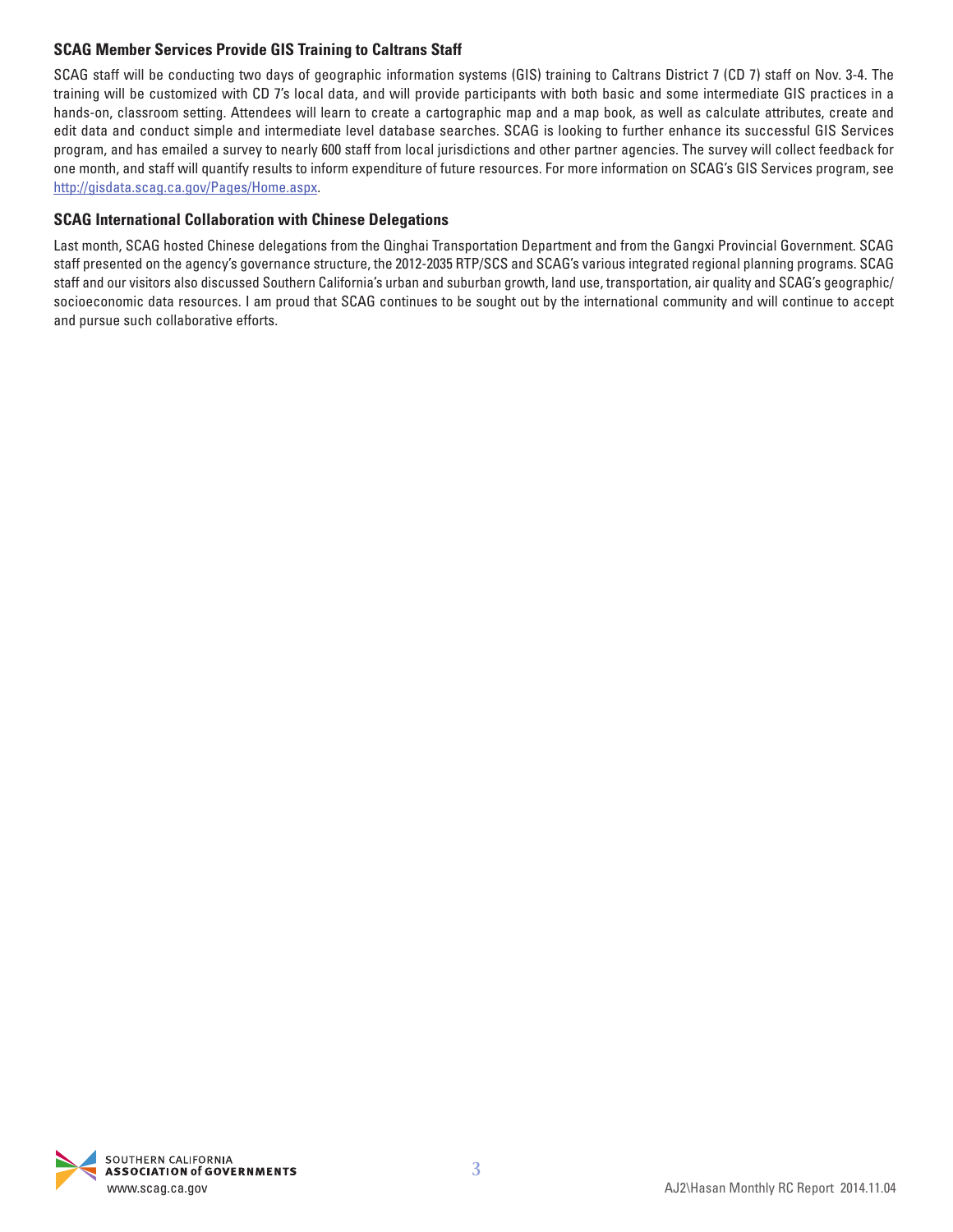### SCAG Member Services Provide GIS Training to Caltrans Staff

SCAG staff will be conducting two days of geographic information systems (GIS) training to Caltrans District 7 (CD 7) staff on Nov. 3-4. The training will be customized with CD 7's local data, and will provide participants with both basic and some intermediate GIS practices in a hands-on, classroom setting. Attendees will learn to create a cartographic map and a map book, as well as calculate attributes, create and edit data and conduct simple and intermediate level database searches. SCAG is looking to further enhance its successful GIS Services program, and has emailed a survey to nearly 600 staff from local jurisdictions and other partner agencies. The survey will collect feedback for one month, and staff will quantify results to inform expenditure of future resources. For more information on SCAG's GIS Services program, see http://gisdata.scag.ca.gov/Pages/Home.aspx.

### SCAG International Collaboration with Chinese Delegations

Last month, SCAG hosted Chinese delegations from the Qinghai Transportation Department and from the Gangxi Provincial Government. SCAG staff presented on the agency's governance structure, the 2012-2035 RTP/SCS and SCAG's various integrated regional planning programs. SCAG staff and our visitors also discussed Southern California's urban and suburban growth, land use, transportation, air quality and SCAG's geographic/ socioeconomic data resources. I am proud that SCAG continues to be sought out by the international community and will continue to accept and pursue such collaborative efforts.